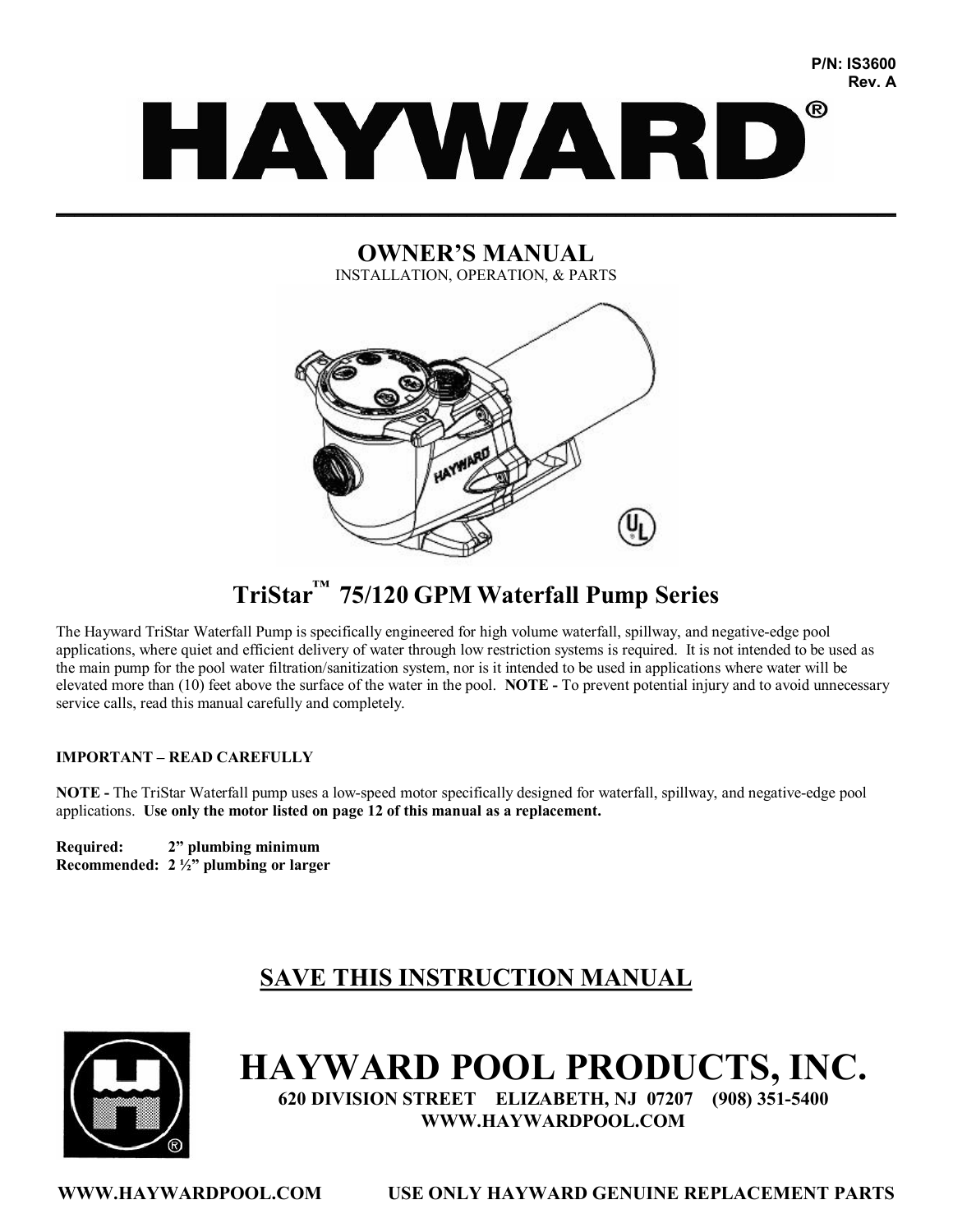P/N: IS3600
Rev. A

# HAYWARD®

## OWNER'S MANUAL

INSTALLATION, OPERATION, & PARTS

## TriStar™ 75/120 GPM Waterfall Pump Series

The Hayward TriStar Waterfall Pump is specifically engineered for high volume waterfall, spillway, and negative-edge pool applications, where quiet and efficient delivery of water through low restriction systems is required. It is not intended to be used as the main pump for the pool water filtration/sanitization system, nor is it intended to be used in applications where water will be elevated more than (10) feet above the surface of the water in the pool. **NOTE -** To prevent potential injury and to avoid unnecessary service calls, read this manual carefully and completely.

**IMPORTANT – READ CAREFULLY**

**NOTE -** The TriStar Waterfall pump uses a low-speed motor specifically designed for waterfall, spillway, and negative-edge pool applications. **Use only the motor listed on page 12 of this manual as a replacement.**

**Required:** **2" plumbing minimum**
**Recommended:** **2 ½" plumbing or larger**

## SAVE THIS INSTRUCTION MANUAL

# HAYWARD POOL PRODUCTS, INC.

**620 DIVISION STREET ELIZABETH, NJ 07207 (908) 351-5400**
**WWW.HAYWARDPOOL.COM**

**WWW.HAYWARDPOOL.COM** **USE ONLY HAYWARD GENUINE REPLACEMENT PARTS**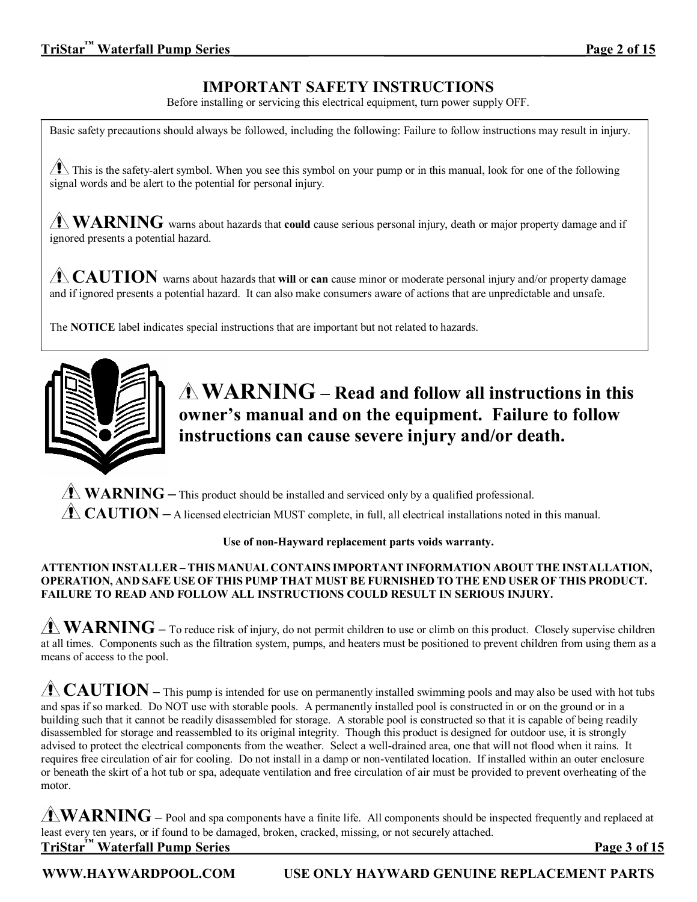## IMPORTANT SAFETY INSTRUCTIONS

Before installing or servicing this electrical equipment, turn power supply OFF.

Basic safety precautions should always be followed, including the following: Failure to follow instructions may result in injury.

⚠ This is the safety-alert symbol. When you see this symbol on your pump or in this manual, look for one of the following signal words and be alert to the potential for personal injury.

⚠ **WARNING** warns about hazards that **could** cause serious personal injury, death or major property damage and if ignored presents a potential hazard.

⚠ **CAUTION** warns about hazards that **will** or **can** cause minor or moderate personal injury and/or property damage and if ignored presents a potential hazard. It can also make consumers aware of actions that are unpredictable and unsafe.

The **NOTICE** label indicates special instructions that are important but not related to hazards.

⚠ **WARNING – Read and follow all instructions in this owner's manual and on the equipment. Failure to follow instructions can cause severe injury and/or death.**

⚠ **WARNING** – This product should be installed and serviced only by a qualified professional.

⚠ **CAUTION** – A licensed electrician MUST complete, in full, all electrical installations noted in this manual.

**Use of non-Hayward replacement parts voids warranty.**

**ATTENTION INSTALLER – THIS MANUAL CONTAINS IMPORTANT INFORMATION ABOUT THE INSTALLATION, OPERATION, AND SAFE USE OF THIS PUMP THAT MUST BE FURNISHED TO THE END USER OF THIS PRODUCT. FAILURE TO READ AND FOLLOW ALL INSTRUCTIONS COULD RESULT IN SERIOUS INJURY.**

⚠ **WARNING** – To reduce risk of injury, do not permit children to use or climb on this product. Closely supervise children at all times. Components such as the filtration system, pumps, and heaters must be positioned to prevent children from using them as a means of access to the pool.

⚠ **CAUTION** – This pump is intended for use on permanently installed swimming pools and may also be used with hot tubs and spas if so marked. Do NOT use with storable pools. A permanently installed pool is constructed in or on the ground or in a building such that it cannot be readily disassembled for storage. A storable pool is constructed so that it is capable of being readily disassembled for storage and reassembled to its original integrity. Though this product is designed for outdoor use, it is strongly advised to protect the electrical components from the weather. Select a well-drained area, one that will not flood when it rains. It requires free circulation of air for cooling. Do not install in a damp or non-ventilated location. If installed within an outer enclosure or beneath the skirt of a hot tub or spa, adequate ventilation and free circulation of air must be provided to prevent overheating of the motor.

⚠ **WARNING** – Pool and spa components have a finite life. All components should be inspected frequently and replaced at least every ten years, or if found to be damaged, broken, cracked, missing, or not securely attached.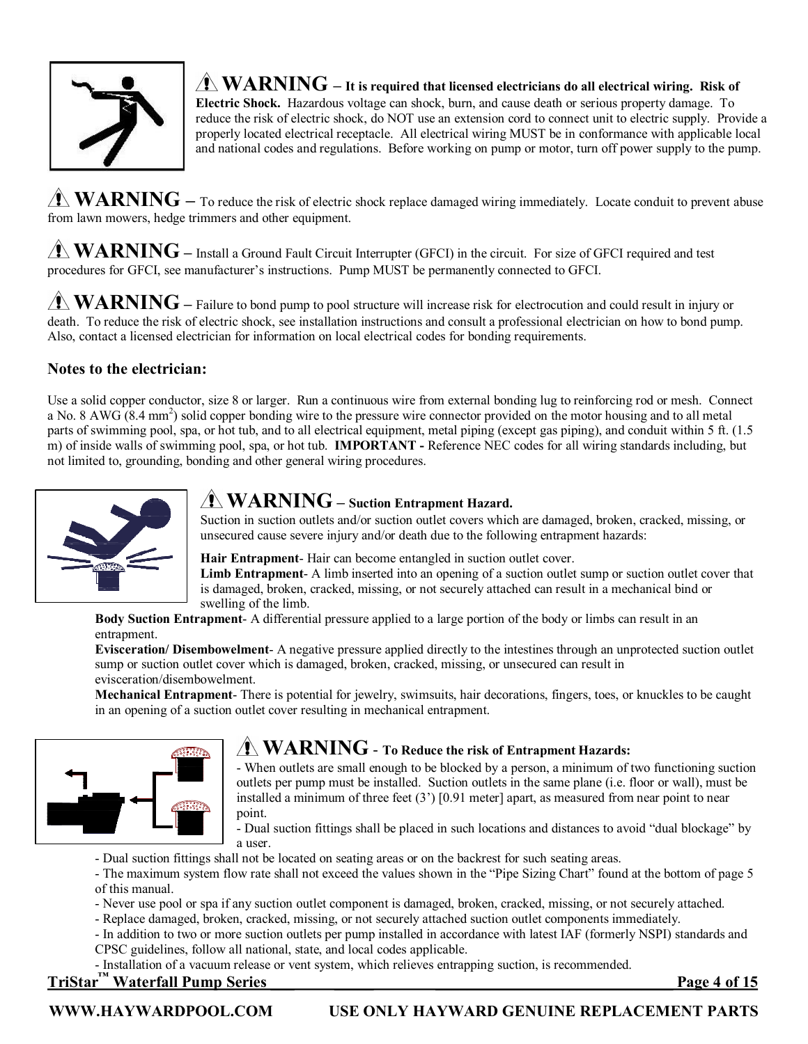⚠ **WARNING – It is required that licensed electricians do all electrical wiring. Risk of Electric Shock.** Hazardous voltage can shock, burn, and cause death or serious property damage. To reduce the risk of electric shock, do NOT use an extension cord to connect unit to electric supply. Provide a properly located electrical receptacle. All electrical wiring MUST be in conformance with applicable local and national codes and regulations. Before working on pump or motor, turn off power supply to the pump.

⚠ **WARNING –** To reduce the risk of electric shock replace damaged wiring immediately. Locate conduit to prevent abuse from lawn mowers, hedge trimmers and other equipment.

⚠ **WARNING –** Install a Ground Fault Circuit Interrupter (GFCI) in the circuit. For size of GFCI required and test procedures for GFCI, see manufacturer's instructions. Pump MUST be permanently connected to GFCI.

⚠ **WARNING –** Failure to bond pump to pool structure will increase risk for electrocution and could result in injury or death. To reduce the risk of electric shock, see installation instructions and consult a professional electrician on how to bond pump. Also, contact a licensed electrician for information on local electrical codes for bonding requirements.

### Notes to the electrician:

Use a solid copper conductor, size 8 or larger. Run a continuous wire from external bonding lug to reinforcing rod or mesh. Connect a No. 8 AWG (8.4 $mm^2$) solid copper bonding wire to the pressure wire connector provided on the motor housing and to all metal parts of swimming pool, spa, or hot tub, and to all electrical equipment, metal piping (except gas piping), and conduit within 5 ft. (1.5 m) of inside walls of swimming pool, spa, or hot tub. **IMPORTANT -** Reference NEC codes for all wiring standards including, but not limited to, grounding, bonding and other general wiring procedures.

⚠ **WARNING – Suction Entrapment Hazard.**

Suction in suction outlets and/or suction outlet covers which are damaged, broken, cracked, missing, or unsecured cause severe injury and/or death due to the following entrapment hazards:

**Hair Entrapment**- Hair can become entangled in suction outlet cover.
**Limb Entrapment**- A limb inserted into an opening of a suction outlet sump or suction outlet cover that is damaged, broken, cracked, missing, or not securely attached can result in a mechanical bind or swelling of the limb.
**Body Suction Entrapment**- A differential pressure applied to a large portion of the body or limbs can result in an entrapment.
**Evisceration/ Disembowelment**- A negative pressure applied directly to the intestines through an unprotected suction outlet sump or suction outlet cover which is damaged, broken, cracked, missing, or unsecured can result in evisceration/disembowelment.
**Mechanical Entrapment**- There is potential for jewelry, swimsuits, hair decorations, fingers, toes, or knuckles to be caught in an opening of a suction outlet cover resulting in mechanical entrapment.

⚠ **WARNING - To Reduce the risk of Entrapment Hazards:**

- When outlets are small enough to be blocked by a person, a minimum of two functioning suction outlets per pump must be installed. Suction outlets in the same plane (i.e. floor or wall), must be installed a minimum of three feet (3') [0.91 meter] apart, as measured from near point to near point.
- Dual suction fittings shall be placed in such locations and distances to avoid "dual blockage" by a user.
- Dual suction fittings shall not be located on seating areas or on the backrest for such seating areas.
- The maximum system flow rate shall not exceed the values shown in the "Pipe Sizing Chart" found at the bottom of page 5 of this manual.
- Never use pool or spa if any suction outlet component is damaged, broken, cracked, missing, or not securely attached.
- Replace damaged, broken, cracked, missing, or not securely attached suction outlet components immediately.
- In addition to two or more suction outlets per pump installed in accordance with latest IAF (formerly NSPI) standards and CPSC guidelines, follow all national, state, and local codes applicable.
- Installation of a vacuum release or vent system, which relieves entrapping suction, is recommended.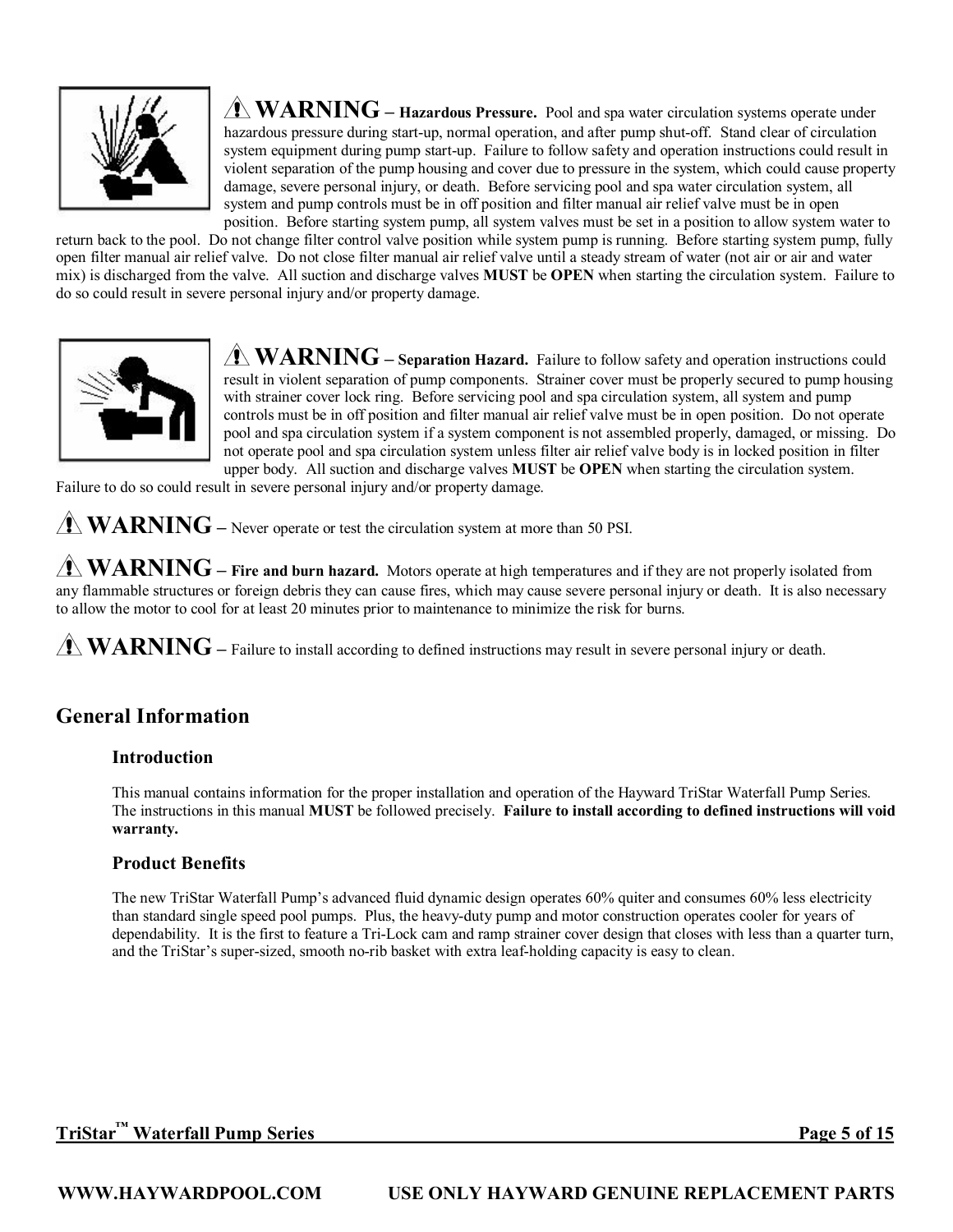⚠ **WARNING – Hazardous Pressure.** Pool and spa water circulation systems operate under hazardous pressure during start-up, normal operation, and after pump shut-off. Stand clear of circulation system equipment during pump start-up. Failure to follow safety and operation instructions could result in violent separation of the pump housing and cover due to pressure in the system, which could cause property damage, severe personal injury, or death. Before servicing pool and spa water circulation system, all system and pump controls must be in off position and filter manual air relief valve must be in open position. Before starting system pump, all system valves must be set in a position to allow system water to return back to the pool. Do not change filter control valve position while system pump is running. Before starting system pump, fully open filter manual air relief valve. Do not close filter manual air relief valve until a steady stream of water (not air or air and water mix) is discharged from the valve. All suction and discharge valves **MUST** be **OPEN** when starting the circulation system. Failure to do so could result in severe personal injury and/or property damage.

⚠ **WARNING – Separation Hazard.** Failure to follow safety and operation instructions could result in violent separation of pump components. Strainer cover must be properly secured to pump housing with strainer cover lock ring. Before servicing pool and spa circulation system, all system and pump controls must be in off position and filter manual air relief valve must be in open position. Do not operate pool and spa circulation system if a system component is not assembled properly, damaged, or missing. Do not operate pool and spa circulation system unless filter air relief valve body is in locked position in filter upper body. All suction and discharge valves **MUST** be **OPEN** when starting the circulation system. Failure to do so could result in severe personal injury and/or property damage.

⚠ **WARNING** – Never operate or test the circulation system at more than 50 PSI.

⚠ **WARNING** – **Fire and burn hazard.** Motors operate at high temperatures and if they are not properly isolated from any flammable structures or foreign debris they can cause fires, which may cause severe personal injury or death. It is also necessary to allow the motor to cool for at least 20 minutes prior to maintenance to minimize the risk for burns.

⚠ **WARNING** – Failure to install according to defined instructions may result in severe personal injury or death.

## General Information

### Introduction

This manual contains information for the proper installation and operation of the Hayward TriStar Waterfall Pump Series. The instructions in this manual **MUST** be followed precisely. **Failure to install according to defined instructions will void warranty.**

### Product Benefits

The new TriStar Waterfall Pump's advanced fluid dynamic design operates 60% quiter and consumes 60% less electricity than standard single speed pool pumps. Plus, the heavy-duty pump and motor construction operates cooler for years of dependability. It is the first to feature a Tri-Lock cam and ramp strainer cover design that closes with less than a quarter turn, and the TriStar's super-sized, smooth no-rib basket with extra leaf-holding capacity is easy to clean.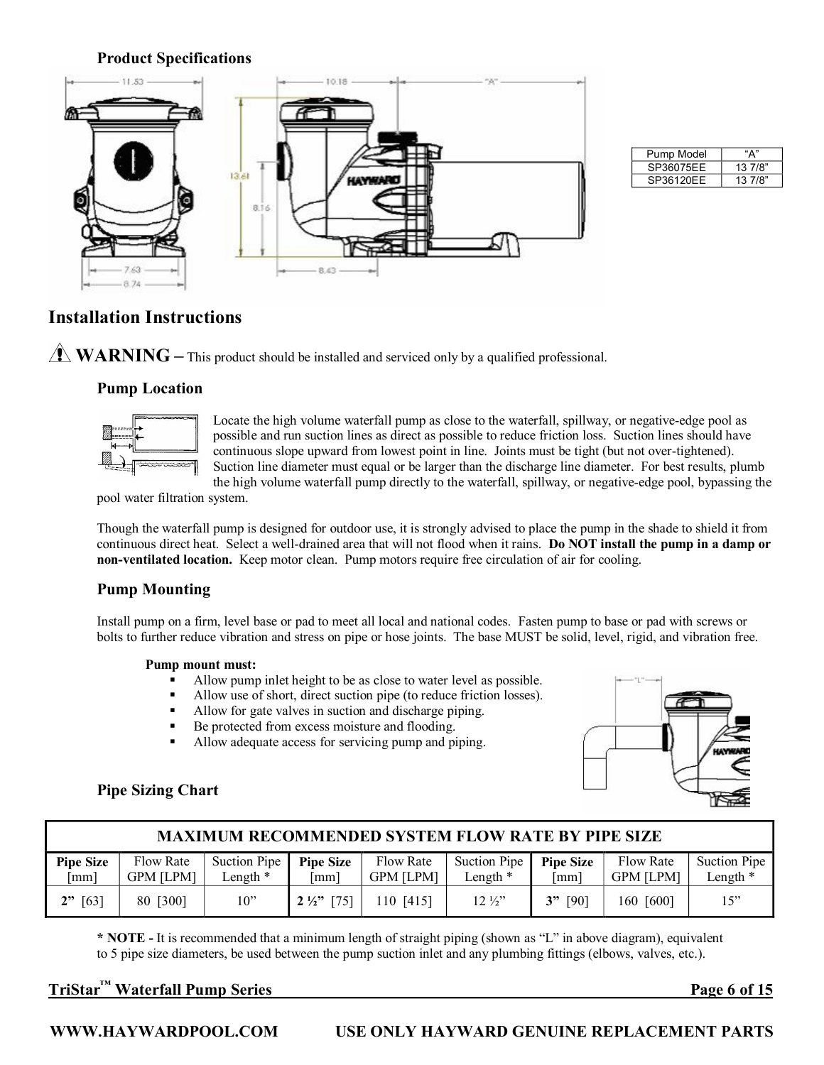### Product Specifications

| Pump Model | "A" |
|---|---|
| SP36075EE | 13 7/8" |
| SP36120EE | 13 7/8" |

## Installation Instructions

⚠ **WARNING –** This product should be installed and serviced only by a qualified professional.

### Pump Location

Locate the high volume waterfall pump as close to the waterfall, spillway, or negative-edge pool as possible and run suction lines as direct as possible to reduce friction loss. Suction lines should have continuous slope upward from lowest point in line. Joints must be tight (but not over-tightened). Suction line diameter must equal or be larger than the discharge line diameter. For best results, plumb the high volume waterfall pump directly to the waterfall, spillway, or negative-edge pool, bypassing the pool water filtration system.

Though the waterfall pump is designed for outdoor use, it is strongly advised to place the pump in the shade to shield it from continuous direct heat. Select a well-drained area that will not flood when it rains. **Do NOT install the pump in a damp or non-ventilated location.** Keep motor clean. Pump motors require free circulation of air for cooling.

### Pump Mounting

Install pump on a firm, level base or pad to meet all local and national codes. Fasten pump to base or pad with screws or bolts to further reduce vibration and stress on pipe or hose joints. The base MUST be solid, level, rigid, and vibration free.

**Pump mount must:**

- Allow pump inlet height to be as close to water level as possible.
- Allow use of short, direct suction pipe (to reduce friction losses).
- Allow for gate valves in suction and discharge piping.
- Be protected from excess moisture and flooding.
- Allow adequate access for servicing pump and piping.

### Pipe Sizing Chart

| MAXIMUM RECOMMENDED SYSTEM FLOW RATE BY PIPE SIZE | | | | | | | | |
|---|---|---|---|---|---|---|---|---|
| **Pipe Size** [mm] | Flow Rate GPM [LPM] | Suction Pipe Length * | **Pipe Size** [mm] | Flow Rate GPM [LPM] | Suction Pipe Length * | **Pipe Size** [mm] | Flow Rate GPM [LPM] | Suction Pipe Length * |
| **2"** [63] | 80 [300] | 10" | **2 ½"** [75] | 110 [415] | 12 ½" | **3"** [90] | 160 [600] | 15" |

**\* NOTE -** It is recommended that a minimum length of straight piping (shown as "L" in above diagram), equivalent to 5 pipe size diameters, be used between the pump suction inlet and any plumbing fittings (elbows, valves, etc.).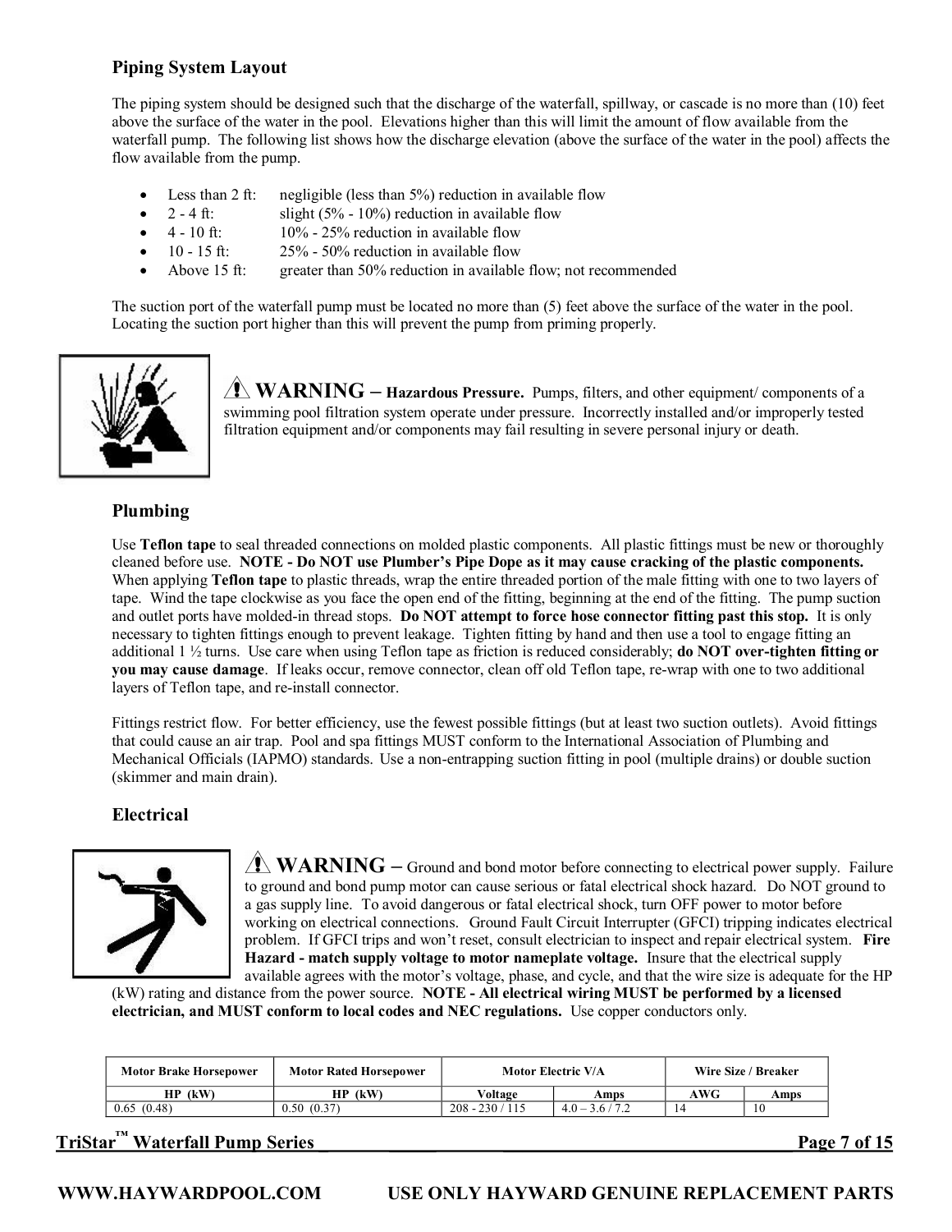### Piping System Layout

The piping system should be designed such that the discharge of the waterfall, spillway, or cascade is no more than (10) feet above the surface of the water in the pool. Elevations higher than this will limit the amount of flow available from the waterfall pump. The following list shows how the discharge elevation (above the surface of the water in the pool) affects the flow available from the pump.

- Less than 2 ft: negligible (less than 5%) reduction in available flow
- 2 - 4 ft: slight (5% - 10%) reduction in available flow
- 4 - 10 ft: 10% - 25% reduction in available flow
- 10 - 15 ft: 25% - 50% reduction in available flow
- Above 15 ft: greater than 50% reduction in available flow; not recommended

The suction port of the waterfall pump must be located no more than (5) feet above the surface of the water in the pool. Locating the suction port higher than this will prevent the pump from priming properly.

⚠ **WARNING – Hazardous Pressure.** Pumps, filters, and other equipment/ components of a swimming pool filtration system operate under pressure. Incorrectly installed and/or improperly tested filtration equipment and/or components may fail resulting in severe personal injury or death.

### Plumbing

Use **Teflon tape** to seal threaded connections on molded plastic components. All plastic fittings must be new or thoroughly cleaned before use. **NOTE - Do NOT use Plumber's Pipe Dope as it may cause cracking of the plastic components.** When applying **Teflon tape** to plastic threads, wrap the entire threaded portion of the male fitting with one to two layers of tape. Wind the tape clockwise as you face the open end of the fitting, beginning at the end of the fitting. The pump suction and outlet ports have molded-in thread stops. **Do NOT attempt to force hose connector fitting past this stop.** It is only necessary to tighten fittings enough to prevent leakage. Tighten fitting by hand and then use a tool to engage fitting an additional 1 ½ turns. Use care when using Teflon tape as friction is reduced considerably; **do NOT over-tighten fitting or you may cause damage**. If leaks occur, remove connector, clean off old Teflon tape, re-wrap with one to two additional layers of Teflon tape, and re-install connector.

Fittings restrict flow. For better efficiency, use the fewest possible fittings (but at least two suction outlets). Avoid fittings that could cause an air trap. Pool and spa fittings MUST conform to the International Association of Plumbing and Mechanical Officials (IAPMO) standards. Use a non-entrapping suction fitting in pool (multiple drains) or double suction (skimmer and main drain).

### Electrical

⚠ **WARNING –** Ground and bond motor before connecting to electrical power supply. Failure to ground and bond pump motor can cause serious or fatal electrical shock hazard. Do NOT ground to a gas supply line. To avoid dangerous or fatal electrical shock, turn OFF power to motor before working on electrical connections. Ground Fault Circuit Interrupter (GFCI) tripping indicates electrical problem. If GFCI trips and won't reset, consult electrician to inspect and repair electrical system. **Fire Hazard - match supply voltage to motor nameplate voltage.** Insure that the electrical supply available agrees with the motor's voltage, phase, and cycle, and that the wire size is adequate for the HP (kW) rating and distance from the power source. **NOTE - All electrical wiring MUST be performed by a licensed electrician, and MUST conform to local codes and NEC regulations.** Use copper conductors only.

| Motor Brake Horsepower | Motor Rated Horsepower | Motor Electric V/A | | Wire Size / Breaker | |
|---|---|---|---|---|---|
| HP (kW) | HP (kW) | Voltage | Amps | AWG | Amps |
| 0.65 (0.48) | 0.50 (0.37) | 208 - 230 / 115 | 4.0 – 3.6 / 7.2 | 14 | 10 |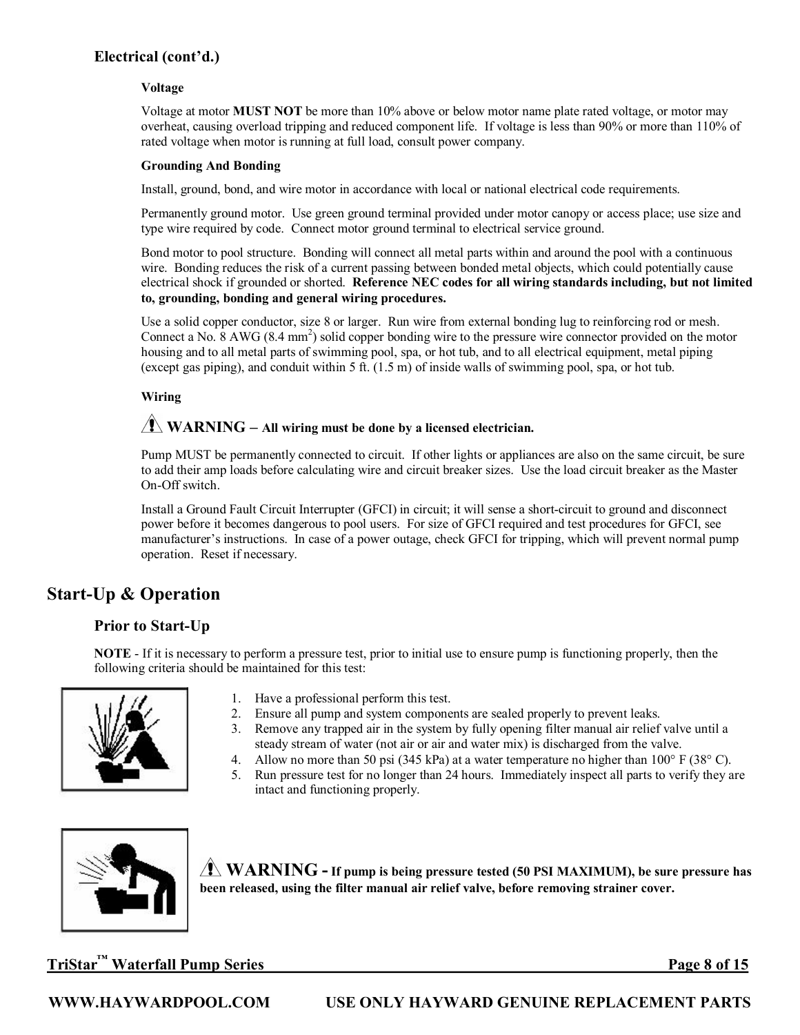### Electrical (cont'd.)

**Voltage**

Voltage at motor **MUST NOT** be more than 10% above or below motor name plate rated voltage, or motor may overheat, causing overload tripping and reduced component life. If voltage is less than 90% or more than 110% of rated voltage when motor is running at full load, consult power company.

**Grounding And Bonding**

Install, ground, bond, and wire motor in accordance with local or national electrical code requirements.

Permanently ground motor. Use green ground terminal provided under motor canopy or access place; use size and type wire required by code. Connect motor ground terminal to electrical service ground.

Bond motor to pool structure. Bonding will connect all metal parts within and around the pool with a continuous wire. Bonding reduces the risk of a current passing between bonded metal objects, which could potentially cause electrical shock if grounded or shorted. **Reference NEC codes for all wiring standards including, but not limited to, grounding, bonding and general wiring procedures.**

Use a solid copper conductor, size 8 or larger. Run wire from external bonding lug to reinforcing rod or mesh. Connect a No. 8 AWG (8.4 $mm^2$) solid copper bonding wire to the pressure wire connector provided on the motor housing and to all metal parts of swimming pool, spa, or hot tub, and to all electrical equipment, metal piping (except gas piping), and conduit within 5 ft. (1.5 m) of inside walls of swimming pool, spa, or hot tub.

**Wiring**

⚠ **WARNING – All wiring must be done by a licensed electrician.**

Pump MUST be permanently connected to circuit. If other lights or appliances are also on the same circuit, be sure to add their amp loads before calculating wire and circuit breaker sizes. Use the load circuit breaker as the Master On-Off switch.

Install a Ground Fault Circuit Interrupter (GFCI) in circuit; it will sense a short-circuit to ground and disconnect power before it becomes dangerous to pool users. For size of GFCI required and test procedures for GFCI, see manufacturer's instructions. In case of a power outage, check GFCI for tripping, which will prevent normal pump operation. Reset if necessary.

## Start-Up & Operation

### Prior to Start-Up

**NOTE** - If it is necessary to perform a pressure test, prior to initial use to ensure pump is functioning properly, then the following criteria should be maintained for this test:

1. Have a professional perform this test.
2. Ensure all pump and system components are sealed properly to prevent leaks.
3. Remove any trapped air in the system by fully opening filter manual air relief valve until a steady stream of water (not air or air and water mix) is discharged from the valve.
4. Allow no more than 50 psi (345 kPa) at a water temperature no higher than 100° F (38° C).
5. Run pressure test for no longer than 24 hours. Immediately inspect all parts to verify they are intact and functioning properly.

⚠ **WARNING - If pump is being pressure tested (50 PSI MAXIMUM), be sure pressure has been released, using the filter manual air relief valve, before removing strainer cover.**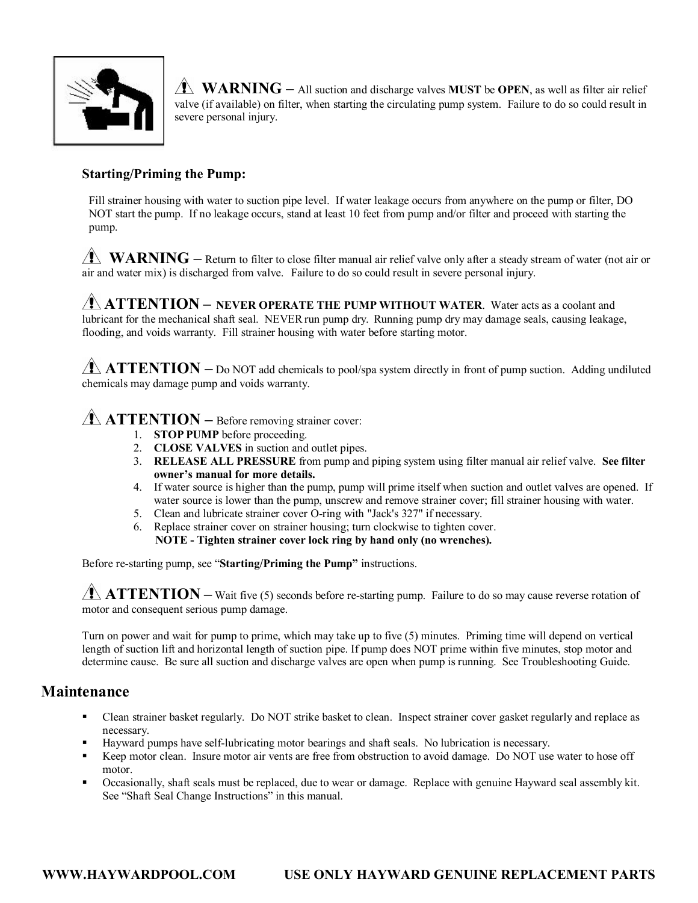⚠ **WARNING** – All suction and discharge valves **MUST** be **OPEN**, as well as filter air relief valve (if available) on filter, when starting the circulating pump system. Failure to do so could result in severe personal injury.

### Starting/Priming the Pump:

Fill strainer housing with water to suction pipe level. If water leakage occurs from anywhere on the pump or filter, DO NOT start the pump. If no leakage occurs, stand at least 10 feet from pump and/or filter and proceed with starting the pump.

⚠ **WARNING** – Return to filter to close filter manual air relief valve only after a steady stream of water (not air or air and water mix) is discharged from valve. Failure to do so could result in severe personal injury.

⚠ **ATTENTION** – **NEVER OPERATE THE PUMP WITHOUT WATER**. Water acts as a coolant and lubricant for the mechanical shaft seal. NEVER run pump dry. Running pump dry may damage seals, causing leakage, flooding, and voids warranty. Fill strainer housing with water before starting motor.

⚠ **ATTENTION** – Do NOT add chemicals to pool/spa system directly in front of pump suction. Adding undiluted chemicals may damage pump and voids warranty.

⚠ **ATTENTION** – Before removing strainer cover:

1. **STOP PUMP** before proceeding.
2. **CLOSE VALVES** in suction and outlet pipes.
3. **RELEASE ALL PRESSURE** from pump and piping system using filter manual air relief valve. **See filter owner's manual for more details.**
4. If water source is higher than the pump, pump will prime itself when suction and outlet valves are opened. If water source is lower than the pump, unscrew and remove strainer cover; fill strainer housing with water.
5. Clean and lubricate strainer cover O-ring with "Jack's 327" if necessary.
6. Replace strainer cover on strainer housing; turn clockwise to tighten cover.
   **NOTE - Tighten strainer cover lock ring by hand only (no wrenches).**

Before re-starting pump, see "**Starting/Priming the Pump"** instructions.

⚠ **ATTENTION** – Wait five (5) seconds before re-starting pump. Failure to do so may cause reverse rotation of motor and consequent serious pump damage.

Turn on power and wait for pump to prime, which may take up to five (5) minutes. Priming time will depend on vertical length of suction lift and horizontal length of suction pipe. If pump does NOT prime within five minutes, stop motor and determine cause. Be sure all suction and discharge valves are open when pump is running. See Troubleshooting Guide.

## Maintenance

- Clean strainer basket regularly. Do NOT strike basket to clean. Inspect strainer cover gasket regularly and replace as necessary.
- Hayward pumps have self-lubricating motor bearings and shaft seals. No lubrication is necessary.
- Keep motor clean. Insure motor air vents are free from obstruction to avoid damage. Do NOT use water to hose off motor.
- Occasionally, shaft seals must be replaced, due to wear or damage. Replace with genuine Hayward seal assembly kit. See "Shaft Seal Change Instructions" in this manual.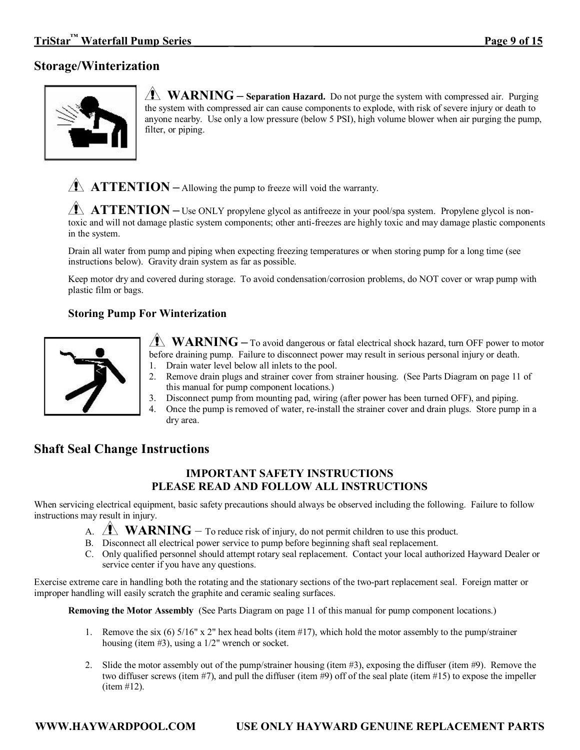## Storage/Winterization

**WARNING – Separation Hazard.** Do not purge the system with compressed air. Purging the system with compressed air can cause components to explode, with risk of severe injury or death to anyone nearby. Use only a low pressure (below 5 PSI), high volume blower when air purging the pump, filter, or piping.

**ATTENTION –** Allowing the pump to freeze will void the warranty.

**ATTENTION –** Use ONLY propylene glycol as antifreeze in your pool/spa system. Propylene glycol is non-toxic and will not damage plastic system components; other anti-freezes are highly toxic and may damage plastic components in the system.

Drain all water from pump and piping when expecting freezing temperatures or when storing pump for a long time (see instructions below). Gravity drain system as far as possible.

Keep motor dry and covered during storage. To avoid condensation/corrosion problems, do NOT cover or wrap pump with plastic film or bags.

### Storing Pump For Winterization

**WARNING –** To avoid dangerous or fatal electrical shock hazard, turn OFF power to motor before draining pump. Failure to disconnect power may result in serious personal injury or death.

1. Drain water level below all inlets to the pool.
2. Remove drain plugs and strainer cover from strainer housing. (See Parts Diagram on page 11 of this manual for pump component locations.)
3. Disconnect pump from mounting pad, wiring (after power has been turned OFF), and piping.
4. Once the pump is removed of water, re-install the strainer cover and drain plugs. Store pump in a dry area.

## Shaft Seal Change Instructions

**IMPORTANT SAFETY INSTRUCTIONS**
**PLEASE READ AND FOLLOW ALL INSTRUCTIONS**

When servicing electrical equipment, basic safety precautions should always be observed including the following. Failure to follow instructions may result in injury.

A. **WARNING –** To reduce risk of injury, do not permit children to use this product.
B. Disconnect all electrical power service to pump before beginning shaft seal replacement.
C. Only qualified personnel should attempt rotary seal replacement. Contact your local authorized Hayward Dealer or service center if you have any questions.

Exercise extreme care in handling both the rotating and the stationary sections of the two-part replacement seal. Foreign matter or improper handling will easily scratch the graphite and ceramic sealing surfaces.

**Removing the Motor Assembly** (See Parts Diagram on page 11 of this manual for pump component locations.)

1. Remove the six (6) 5/16" x 2" hex head bolts (item #17), which hold the motor assembly to the pump/strainer housing (item #3), using a 1/2" wrench or socket.

2. Slide the motor assembly out of the pump/strainer housing (item #3), exposing the diffuser (item #9). Remove the two diffuser screws (item #7), and pull the diffuser (item #9) off of the seal plate (item #15) to expose the impeller (item #12).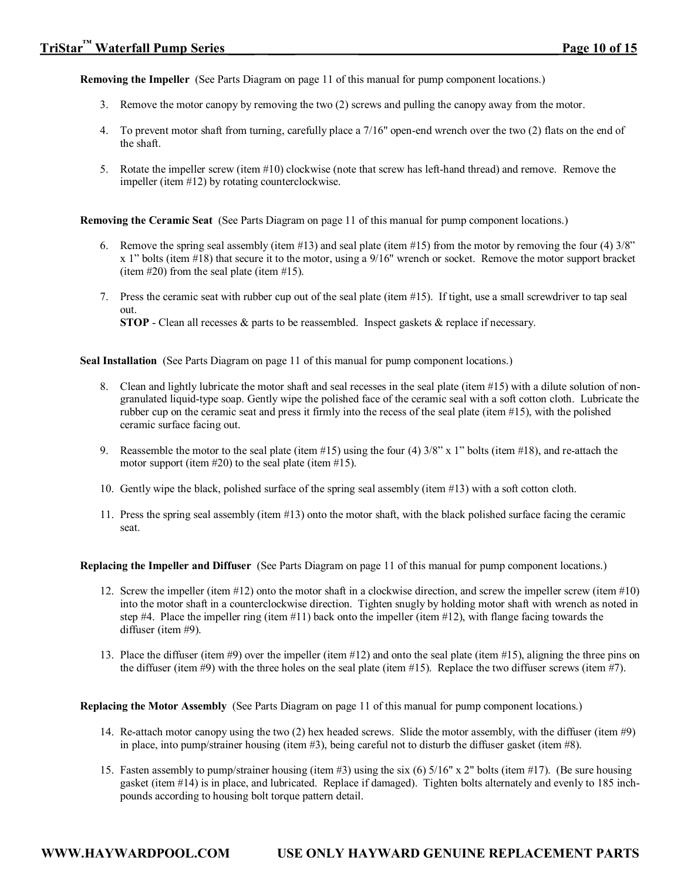**Removing the Impeller** (See Parts Diagram on page 11 of this manual for pump component locations.)

3. Remove the motor canopy by removing the two (2) screws and pulling the canopy away from the motor.

4. To prevent motor shaft from turning, carefully place a 7/16" open-end wrench over the two (2) flats on the end of the shaft.

5. Rotate the impeller screw (item #10) clockwise (note that screw has left-hand thread) and remove. Remove the impeller (item #12) by rotating counterclockwise.

**Removing the Ceramic Seat** (See Parts Diagram on page 11 of this manual for pump component locations.)

6. Remove the spring seal assembly (item #13) and seal plate (item #15) from the motor by removing the four (4) 3/8" x 1" bolts (item #18) that secure it to the motor, using a 9/16" wrench or socket. Remove the motor support bracket (item #20) from the seal plate (item #15).

7. Press the ceramic seat with rubber cup out of the seal plate (item #15). If tight, use a small screwdriver to tap seal out.
   **STOP** - Clean all recesses & parts to be reassembled. Inspect gaskets & replace if necessary.

**Seal Installation** (See Parts Diagram on page 11 of this manual for pump component locations.)

8. Clean and lightly lubricate the motor shaft and seal recesses in the seal plate (item #15) with a dilute solution of non-granulated liquid-type soap. Gently wipe the polished face of the ceramic seal with a soft cotton cloth. Lubricate the rubber cup on the ceramic seat and press it firmly into the recess of the seal plate (item #15), with the polished ceramic surface facing out.

9. Reassemble the motor to the seal plate (item #15) using the four (4) 3/8" x 1" bolts (item #18), and re-attach the motor support (item #20) to the seal plate (item #15).

10. Gently wipe the black, polished surface of the spring seal assembly (item #13) with a soft cotton cloth.

11. Press the spring seal assembly (item #13) onto the motor shaft, with the black polished surface facing the ceramic seat.

**Replacing the Impeller and Diffuser** (See Parts Diagram on page 11 of this manual for pump component locations.)

12. Screw the impeller (item #12) onto the motor shaft in a clockwise direction, and screw the impeller screw (item #10) into the motor shaft in a counterclockwise direction. Tighten snugly by holding motor shaft with wrench as noted in step #4. Place the impeller ring (item #11) back onto the impeller (item #12), with flange facing towards the diffuser (item #9).

13. Place the diffuser (item #9) over the impeller (item #12) and onto the seal plate (item #15), aligning the three pins on the diffuser (item #9) with the three holes on the seal plate (item #15). Replace the two diffuser screws (item #7).

**Replacing the Motor Assembly** (See Parts Diagram on page 11 of this manual for pump component locations.)

14. Re-attach motor canopy using the two (2) hex headed screws. Slide the motor assembly, with the diffuser (item #9) in place, into pump/strainer housing (item #3), being careful not to disturb the diffuser gasket (item #8).

15. Fasten assembly to pump/strainer housing (item #3) using the six (6) 5/16" x 2" bolts (item #17). (Be sure housing gasket (item #14) is in place, and lubricated. Replace if damaged). Tighten bolts alternately and evenly to 185 inch-pounds according to housing bolt torque pattern detail.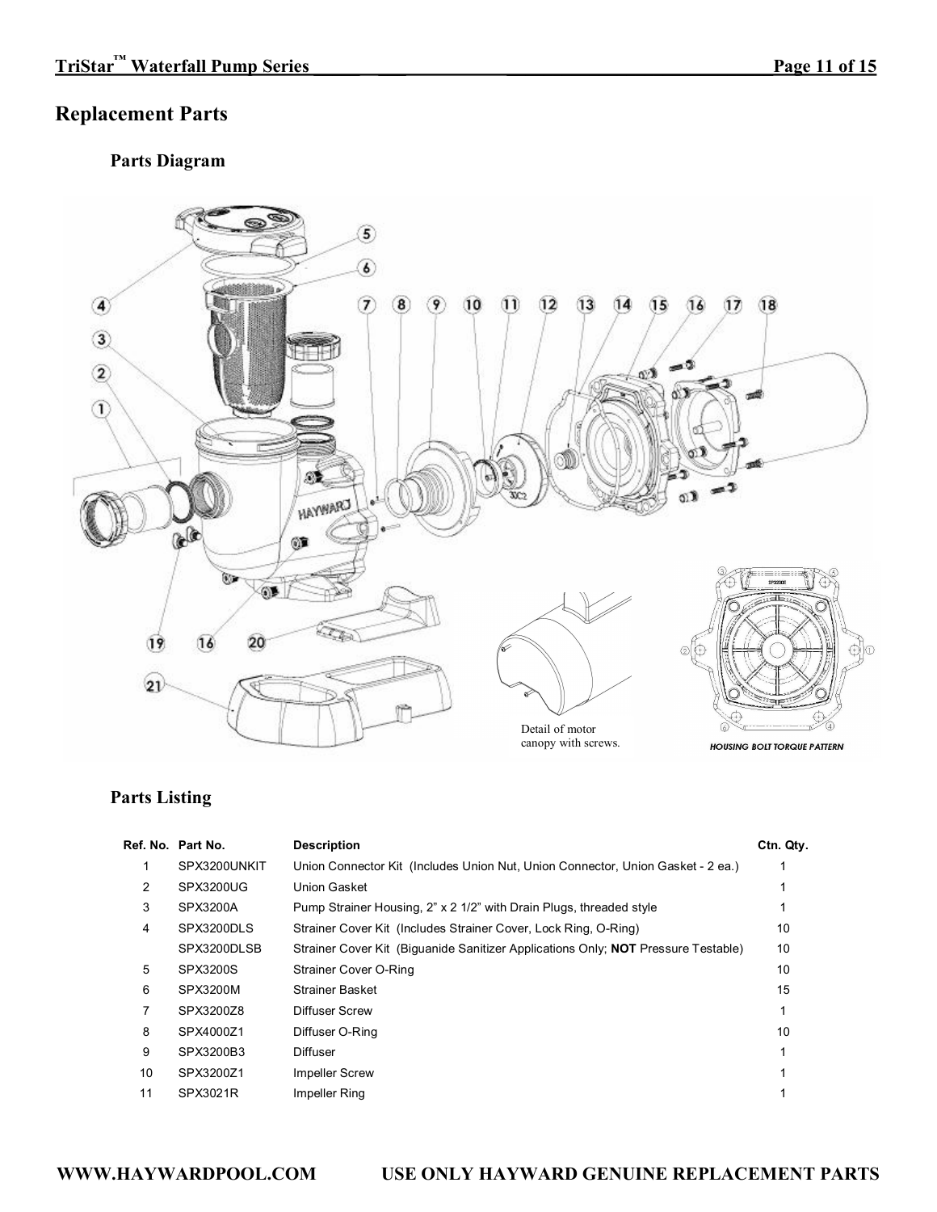## Replacement Parts

### Parts Diagram

Detail of motor canopy with screws.

HOUSING BOLT TORQUE PATTERN

### Parts Listing

| Ref. No. | Part No. | Description | Ctn. Qty. |
|---|---|---|---|
| 1 | SPX3200UNKIT | Union Connector Kit (Includes Union Nut, Union Connector, Union Gasket - 2 ea.) | 1 |
| 2 | SPX3200UG | Union Gasket | 1 |
| 3 | SPX3200A | Pump Strainer Housing, 2" x 2 1/2" with Drain Plugs, threaded style | 1 |
| 4 | SPX3200DLS | Strainer Cover Kit (Includes Strainer Cover, Lock Ring, O-Ring) | 10 |
| | SPX3200DLSB | Strainer Cover Kit (Biguanide Sanitizer Applications Only; **NOT** Pressure Testable) | 10 |
| 5 | SPX3200S | Strainer Cover O-Ring | 10 |
| 6 | SPX3200M | Strainer Basket | 15 |
| 7 | SPX3200Z8 | Diffuser Screw | 1 |
| 8 | SPX4000Z1 | Diffuser O-Ring | 10 |
| 9 | SPX3200B3 | Diffuser | 1 |
| 10 | SPX3200Z1 | Impeller Screw | 1 |
| 11 | SPX3021R | Impeller Ring | 1 |

**WWW.HAYWARDPOOL.COM USE ONLY HAYWARD GENUINE REPLACEMENT PARTS**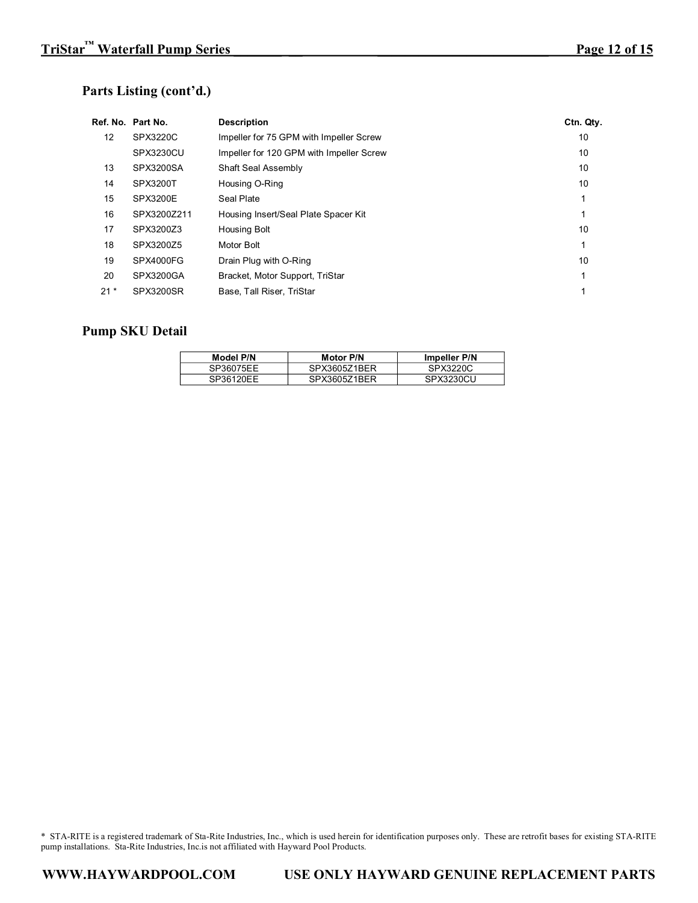## Parts Listing (cont'd.)

| Ref. No. | Part No. | Description | Ctn. Qty. |
|---|---|---|---|
| 12 | SPX3220C | Impeller for 75 GPM with Impeller Screw | 10 |
| | SPX3230CU | Impeller for 120 GPM with Impeller Screw | 10 |
| 13 | SPX3200SA | Shaft Seal Assembly | 10 |
| 14 | SPX3200T | Housing O-Ring | 10 |
| 15 | SPX3200E | Seal Plate | 1 |
| 16 | SPX3200Z211 | Housing Insert/Seal Plate Spacer Kit | 1 |
| 17 | SPX3200Z3 | Housing Bolt | 10 |
| 18 | SPX3200Z5 | Motor Bolt | 1 |
| 19 | SPX4000FG | Drain Plug with O-Ring | 10 |
| 20 | SPX3200GA | Bracket, Motor Support, TriStar | 1 |
| 21 * | SPX3200SR | Base, Tall Riser, TriStar | 1 |

## Pump SKU Detail

| Model P/N | Motor P/N | Impeller P/N |
|---|---|---|
| SP36075EE | SPX3605Z1BER | SPX3220C |
| SP36120EE | SPX3605Z1BER | SPX3230CU |

* STA-RITE is a registered trademark of Sta-Rite Industries, Inc., which is used herein for identification purposes only. These are retrofit bases for existing STA-RITE pump installations. Sta-Rite Industries, Inc.is not affiliated with Hayward Pool Products.

**WWW.HAYWARDPOOL.COM USE ONLY HAYWARD GENUINE REPLACEMENT PARTS**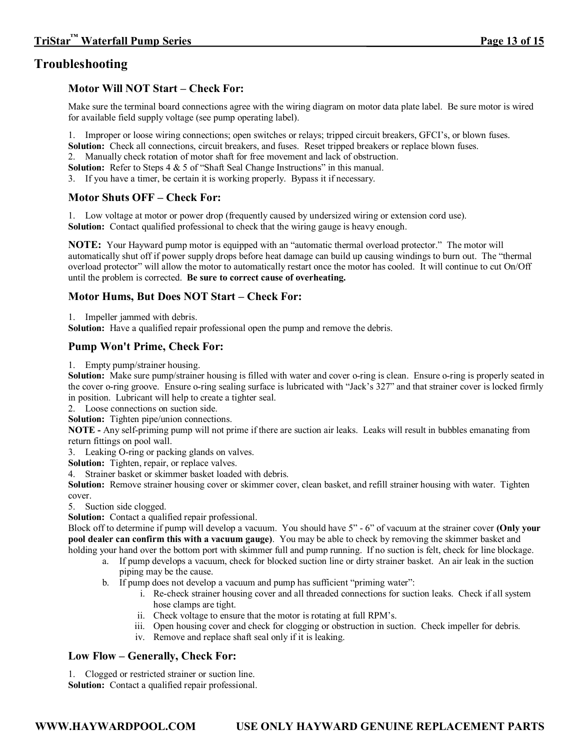# Troubleshooting

### Motor Will NOT Start – Check For:

Make sure the terminal board connections agree with the wiring diagram on motor data plate label. Be sure motor is wired for available field supply voltage (see pump operating label).

1. Improper or loose wiring connections; open switches or relays; tripped circuit breakers, GFCI's, or blown fuses.

**Solution:** Check all connections, circuit breakers, and fuses. Reset tripped breakers or replace blown fuses.

2. Manually check rotation of motor shaft for free movement and lack of obstruction.

**Solution:** Refer to Steps 4 & 5 of "Shaft Seal Change Instructions" in this manual.

3. If you have a timer, be certain it is working properly. Bypass it if necessary.

### Motor Shuts OFF – Check For:

1. Low voltage at motor or power drop (frequently caused by undersized wiring or extension cord use).

**Solution:** Contact qualified professional to check that the wiring gauge is heavy enough.

**NOTE:** Your Hayward pump motor is equipped with an "automatic thermal overload protector." The motor will automatically shut off if power supply drops before heat damage can build up causing windings to burn out. The "thermal overload protector" will allow the motor to automatically restart once the motor has cooled. It will continue to cut On/Off until the problem is corrected. **Be sure to correct cause of overheating.**

### Motor Hums, But Does NOT Start – Check For:

1. Impeller jammed with debris.

**Solution:** Have a qualified repair professional open the pump and remove the debris.

### Pump Won't Prime, Check For:

1. Empty pump/strainer housing.

**Solution:** Make sure pump/strainer housing is filled with water and cover o-ring is clean. Ensure o-ring is properly seated in the cover o-ring groove. Ensure o-ring sealing surface is lubricated with "Jack's 327" and that strainer cover is locked firmly in position. Lubricant will help to create a tighter seal.

2. Loose connections on suction side.

**Solution:** Tighten pipe/union connections.

**NOTE -** Any self-priming pump will not prime if there are suction air leaks. Leaks will result in bubbles emanating from return fittings on pool wall.

3. Leaking O-ring or packing glands on valves.

**Solution:** Tighten, repair, or replace valves.

4. Strainer basket or skimmer basket loaded with debris.

**Solution:** Remove strainer housing cover or skimmer cover, clean basket, and refill strainer housing with water. Tighten cover.

5. Suction side clogged.

**Solution:** Contact a qualified repair professional.

Block off to determine if pump will develop a vacuum. You should have 5" - 6" of vacuum at the strainer cover **(Only your pool dealer can confirm this with a vacuum gauge)**. You may be able to check by removing the skimmer basket and holding your hand over the bottom port with skimmer full and pump running. If no suction is felt, check for line blockage.

a. If pump develops a vacuum, check for blocked suction line or dirty strainer basket. An air leak in the suction piping may be the cause.
b. If pump does not develop a vacuum and pump has sufficient "priming water":
    i. Re-check strainer housing cover and all threaded connections for suction leaks. Check if all system hose clamps are tight.
    ii. Check voltage to ensure that the motor is rotating at full RPM's.
    iii. Open housing cover and check for clogging or obstruction in suction. Check impeller for debris.
    iv. Remove and replace shaft seal only if it is leaking.

### Low Flow – Generally, Check For:

1. Clogged or restricted strainer or suction line.

**Solution:** Contact a qualified repair professional.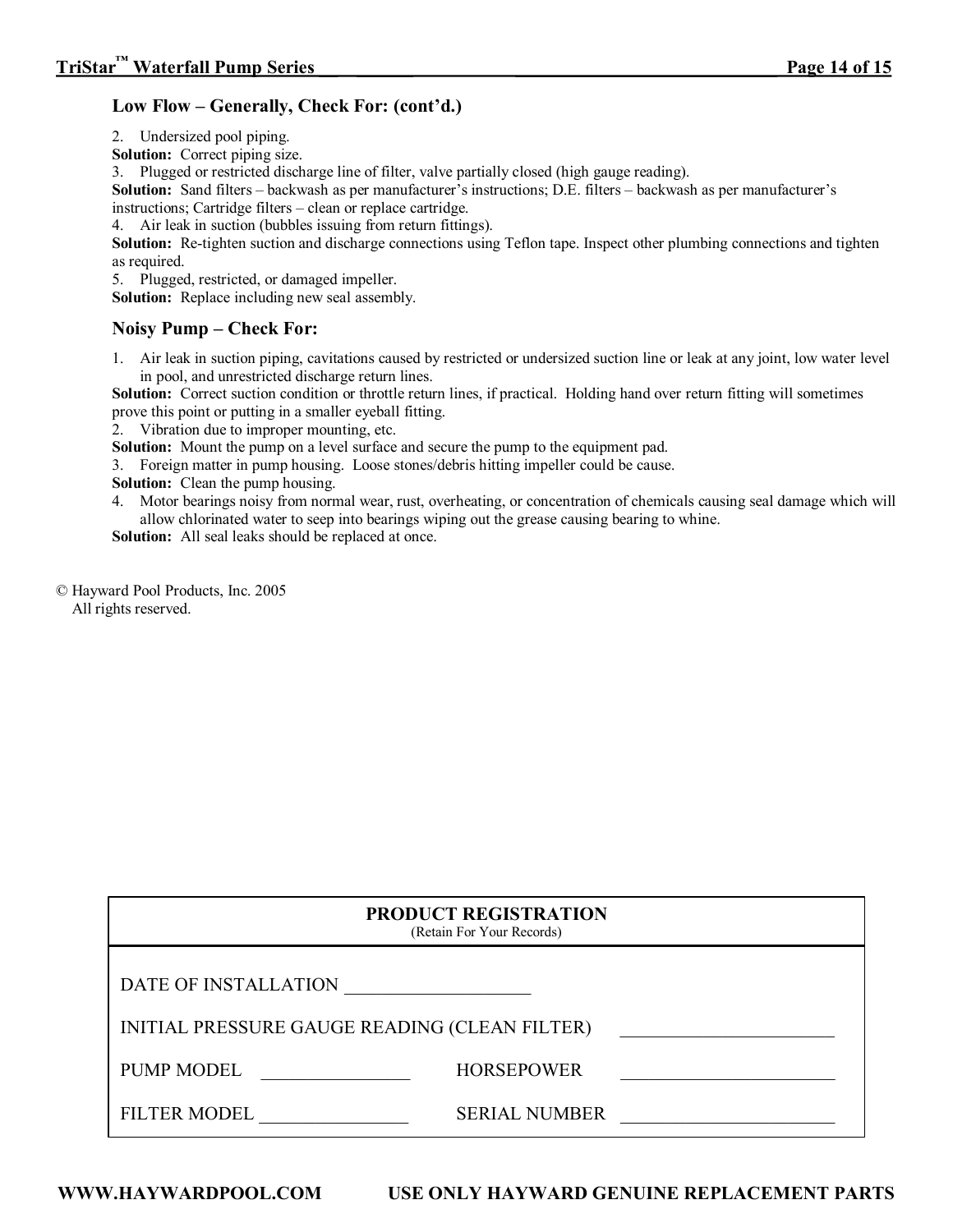### Low Flow – Generally, Check For: (cont'd.)

2. Undersized pool piping.

**Solution:** Correct piping size.

3. Plugged or restricted discharge line of filter, valve partially closed (high gauge reading).

**Solution:** Sand filters – backwash as per manufacturer's instructions; D.E. filters – backwash as per manufacturer's instructions; Cartridge filters – clean or replace cartridge.

4. Air leak in suction (bubbles issuing from return fittings).

**Solution:** Re-tighten suction and discharge connections using Teflon tape. Inspect other plumbing connections and tighten as required.

5. Plugged, restricted, or damaged impeller.

**Solution:** Replace including new seal assembly.

### Noisy Pump – Check For:

1. Air leak in suction piping, cavitations caused by restricted or undersized suction line or leak at any joint, low water level in pool, and unrestricted discharge return lines.

**Solution:** Correct suction condition or throttle return lines, if practical. Holding hand over return fitting will sometimes prove this point or putting in a smaller eyeball fitting.

2. Vibration due to improper mounting, etc.

**Solution:** Mount the pump on a level surface and secure the pump to the equipment pad.

3. Foreign matter in pump housing. Loose stones/debris hitting impeller could be cause.

**Solution:** Clean the pump housing.

4. Motor bearings noisy from normal wear, rust, overheating, or concentration of chemicals causing seal damage which will allow chlorinated water to seep into bearings wiping out the grease causing bearing to whine.

**Solution:** All seal leaks should be replaced at once.

© Hayward Pool Products, Inc. 2005
All rights reserved.

| **PRODUCT REGISTRATION** (Retain For Your Records) | | | |
|---|---|---|---|
| DATE OF INSTALLATION ____________________ | | | |
| INITIAL PRESSURE GAUGE READING (CLEAN FILTER) | | | ____________________ |
| PUMP MODEL | ________________ | HORSEPOWER | ____________________ |
| FILTER MODEL | ________________ | SERIAL NUMBER | ____________________ |

**WWW.HAYWARDPOOL.COM** **USE ONLY HAYWARD GENUINE REPLACEMENT PARTS**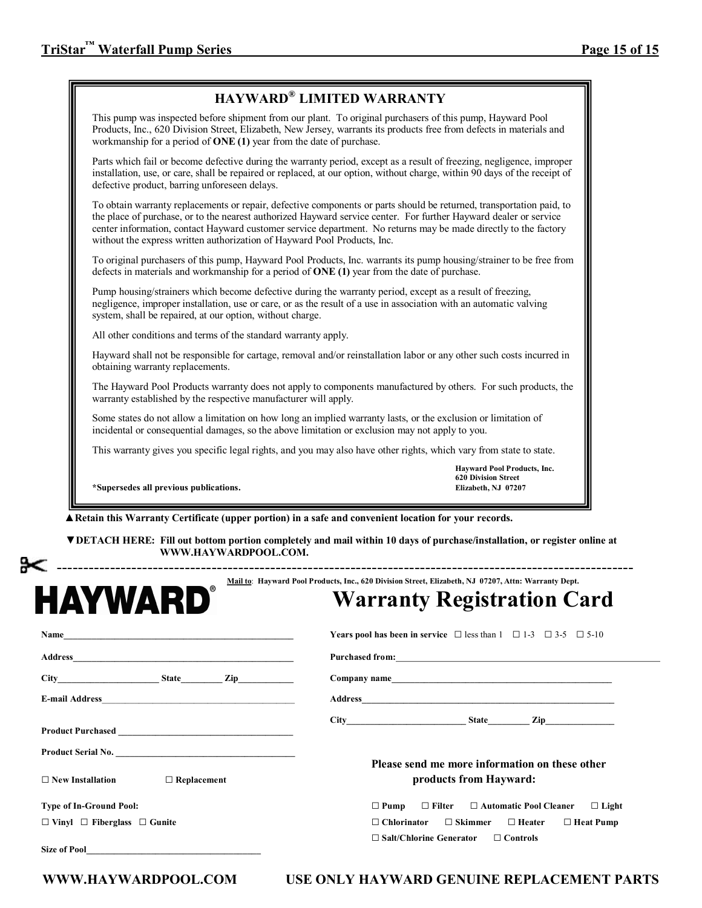## HAYWARD® LIMITED WARRANTY

This pump was inspected before shipment from our plant. To original purchasers of this pump, Hayward Pool Products, Inc., 620 Division Street, Elizabeth, New Jersey, warrants its products free from defects in materials and workmanship for a period of **ONE (1)** year from the date of purchase.

Parts which fail or become defective during the warranty period, except as a result of freezing, negligence, improper installation, use, or care, shall be repaired or replaced, at our option, without charge, within 90 days of the receipt of defective product, barring unforeseen delays.

To obtain warranty replacements or repair, defective components or parts should be returned, transportation paid, to the place of purchase, or to the nearest authorized Hayward service center. For further Hayward dealer or service center information, contact Hayward customer service department. No returns may be made directly to the factory without the express written authorization of Hayward Pool Products, Inc.

To original purchasers of this pump, Hayward Pool Products, Inc. warrants its pump housing/strainer to be free from defects in materials and workmanship for a period of **ONE (1)** year from the date of purchase.

Pump housing/strainers which become defective during the warranty period, except as a result of freezing, negligence, improper installation, use or care, or as the result of a use in association with an automatic valving system, shall be repaired, at our option, without charge.

All other conditions and terms of the standard warranty apply.

Hayward shall not be responsible for cartage, removal and/or reinstallation labor or any other such costs incurred in obtaining warranty replacements.

The Hayward Pool Products warranty does not apply to components manufactured by others. For such products, the warranty established by the respective manufacturer will apply.

Some states do not allow a limitation on how long an implied warranty lasts, or the exclusion or limitation of incidental or consequential damages, so the above limitation or exclusion may not apply to you.

This warranty gives you specific legal rights, and you may also have other rights, which vary from state to state.

**Hayward Pool Products, Inc.**
**620 Division Street**
**Elizabeth, NJ 07207**

***Supersedes all previous publications.**

**▲Retain this Warranty Certificate (upper portion) in a safe and convenient location for your records.**

**▼DETACH HERE: Fill out bottom portion completely and mail within 10 days of purchase/installation, or register online at WWW.HAYWARDPOOL.COM.**

---

**HAYWARD®**

Mail to: Hayward Pool Products, Inc., 620 Division Street, Elizabeth, NJ 07207, Attn: Warranty Dept.

# Warranty Registration Card

**Name**______________________________

**Address**______________________________

**City**______________ **State**________ **Zip**___________

**E-mail Address**______________________________

**Product Purchased** ______________________________

**Product Serial No.** ______________________________

☐ **New Installation** ☐ **Replacement**

**Type of In-Ground Pool:**

☐ **Vinyl** ☐ **Fiberglass** ☐ **Gunite**

**Size of Pool**______________________________

**Years pool has been in service** ☐ less than 1 ☐ 1-3 ☐ 3-5 ☐ 5-10

**Purchased from:**______________________________

**Company name**______________________________

**Address**______________________________

**City**______________ **State**________ **Zip**___________

**Please send me more information on these other products from Hayward:**

☐ **Pump** ☐ **Filter** ☐ **Automatic Pool Cleaner** ☐ **Light**

☐ **Chlorinator** ☐ **Skimmer** ☐ **Heater** ☐ **Heat Pump**

☐ **Salt/Chlorine Generator** ☐ **Controls**

**WWW.HAYWARDPOOL.COM USE ONLY HAYWARD GENUINE REPLACEMENT PARTS**